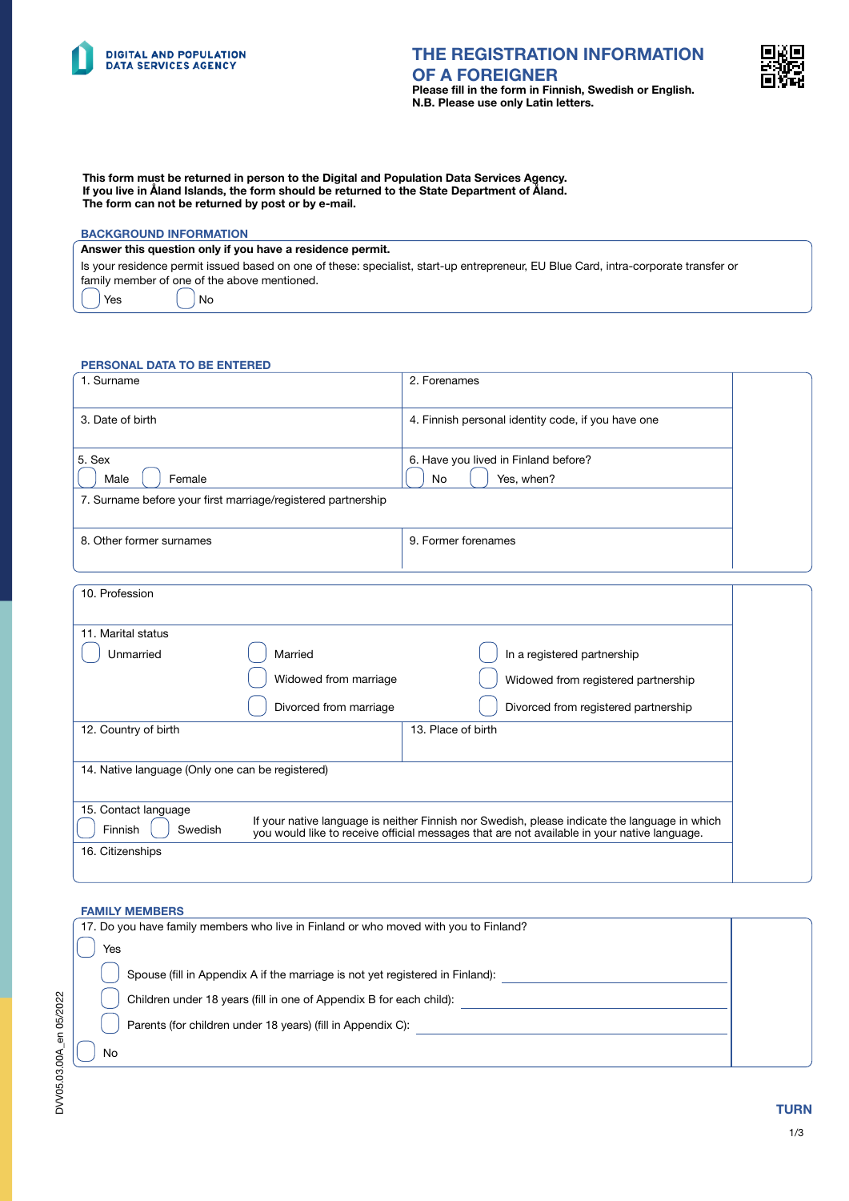DIGITAL AND POPULATION DATA SERVICES AGENCY

# THE REGISTRATION INFORMATION OF A FOREIGNER

**Please fill in the form in Finnish, Swedish or English.**
**N.B. Please use only Latin letters.**

**This form must be returned in person to the Digital and Population Data Services Agency.**
**If you live in Åland Islands, the form should be returned to the State Department of Åland.**
**The form can not be returned by post or by e-mail.**

## BACKGROUND INFORMATION

**Answer this question only if you have a residence permit.**

Is your residence permit issued based on one of these: specialist, start-up entrepreneur, EU Blue Card, intra-corporate transfer or family member of one of the above mentioned.

☐ Yes ☐ No

## PERSONAL DATA TO BE ENTERED

| | |
|---|---|
| 1. Surname | 2. Forenames |
| 3. Date of birth | 4. Finnish personal identity code, if you have one |
| 5. Sex ☐ Male ☐ Female | 6. Have you lived in Finland before? ☐ No ☐ Yes, when? |
| 7. Surname before your first marriage/registered partnership | |
| 8. Other former surnames | 9. Former forenames |

10. Profession

11. Marital status

☐ Unmarried
☐ Married
☐ Widowed from marriage
☐ Divorced from marriage
☐ In a registered partnership
☐ Widowed from registered partnership
☐ Divorced from registered partnership

| | |
|---|---|
| 12. Country of birth | 13. Place of birth |

14. Native language (Only one can be registered)

15. Contact language

☐ Finnish ☐ Swedish

If your native language is neither Finnish nor Swedish, please indicate the language in which you would like to receive official messages that are not available in your native language.

16. Citizenships

## FAMILY MEMBERS

17. Do you have family members who live in Finland or who moved with you to Finland?

☐ Yes

- ☐ Spouse (fill in Appendix A if the marriage is not yet registered in Finland): ____________
- ☐ Children under 18 years (fill in one of Appendix B for each child): ____________
- ☐ Parents (for children under 18 years) (fill in Appendix C): ____________

☐ No

TURN

DVV05.03.00A_en 05/2022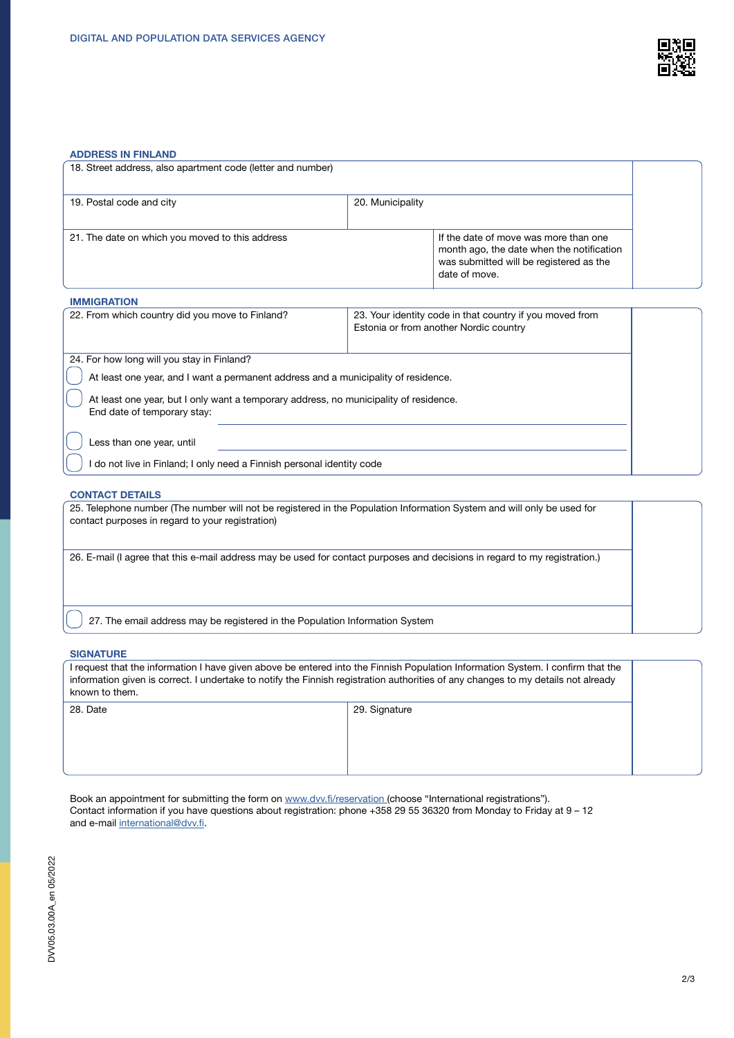## ADDRESS IN FINLAND

| 18. Street address, also apartment code (letter and number) | | |
|---|---|---|
| 19. Postal code and city | 20. Municipality | |
| 21. The date on which you moved to this address | | If the date of move was more than one month ago, the date when the notification was submitted will be registered as the date of move. |

## IMMIGRATION

| 22. From which country did you move to Finland? | 23. Your identity code in that country if you moved from Estonia or from another Nordic country |
|---|---|

24. For how long will you stay in Finland?

- ☐ At least one year, and I want a permanent address and a municipality of residence.
- ☐ At least one year, but I only want a temporary address, no municipality of residence. End date of temporary stay: ____________________
- ☐ Less than one year, until ____________________
- ☐ I do not live in Finland; I only need a Finnish personal identity code

## CONTACT DETAILS

25. Telephone number (The number will not be registered in the Population Information System and will only be used for contact purposes in regard to your registration)

26. E-mail (I agree that this e-mail address may be used for contact purposes and decisions in regard to my registration.)

☐ 27. The email address may be registered in the Population Information System

## SIGNATURE

I request that the information I have given above be entered into the Finnish Population Information System. I confirm that the information given is correct. I undertake to notify the Finnish registration authorities of any changes to my details not already known to them.

| 28. Date | 29. Signature |
|---|---|
| | |

Book an appointment for submitting the form on www.dvv.fi/reservation (choose "International registrations").
Contact information if you have questions about registration: phone +358 29 55 36320 from Monday to Friday at 9 – 12 and e-mail international@dvv.fi.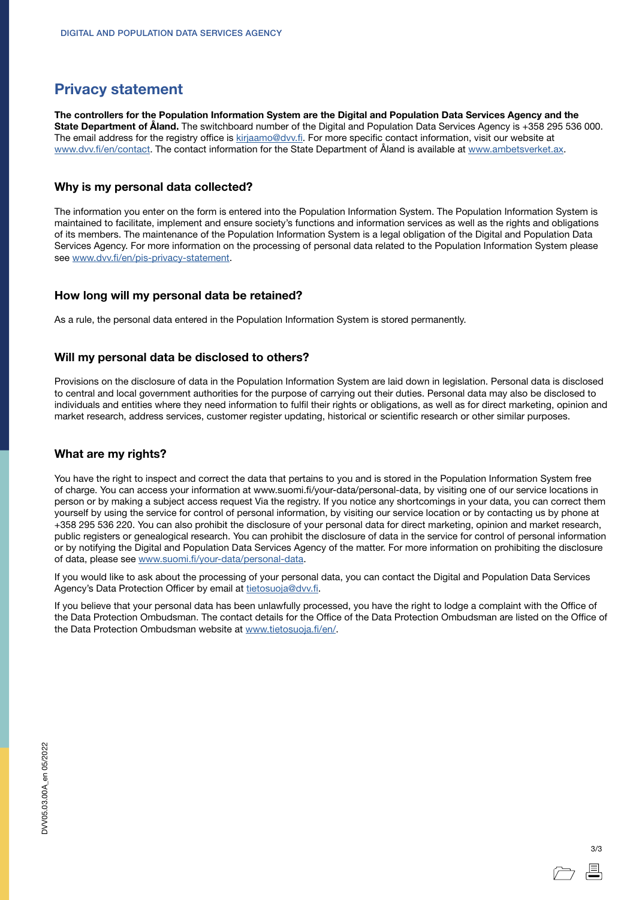# Privacy statement

**The controllers for the Population Information System are the Digital and Population Data Services Agency and the State Department of Åland.** The switchboard number of the Digital and Population Data Services Agency is +358 295 536 000. The email address for the registry office is kirjaamo@dvv.fi. For more specific contact information, visit our website at www.dvv.fi/en/contact. The contact information for the State Department of Åland is available at www.ambetsverket.ax.

## Why is my personal data collected?

The information you enter on the form is entered into the Population Information System. The Population Information System is maintained to facilitate, implement and ensure society's functions and information services as well as the rights and obligations of its members. The maintenance of the Population Information System is a legal obligation of the Digital and Population Data Services Agency. For more information on the processing of personal data related to the Population Information System please see www.dvv.fi/en/pis-privacy-statement.

## How long will my personal data be retained?

As a rule, the personal data entered in the Population Information System is stored permanently.

## Will my personal data be disclosed to others?

Provisions on the disclosure of data in the Population Information System are laid down in legislation. Personal data is disclosed to central and local government authorities for the purpose of carrying out their duties. Personal data may also be disclosed to individuals and entities where they need information to fulfil their rights or obligations, as well as for direct marketing, opinion and market research, address services, customer register updating, historical or scientific research or other similar purposes.

## What are my rights?

You have the right to inspect and correct the data that pertains to you and is stored in the Population Information System free of charge. You can access your information at www.suomi.fi/your-data/personal-data, by visiting one of our service locations in person or by making a subject access request Via the registry. If you notice any shortcomings in your data, you can correct them yourself by using the service for control of personal information, by visiting our service location or by contacting us by phone at +358 295 536 220. You can also prohibit the disclosure of your personal data for direct marketing, opinion and market research, public registers or genealogical research. You can prohibit the disclosure of data in the service for control of personal information or by notifying the Digital and Population Data Services Agency of the matter. For more information on prohibiting the disclosure of data, please see www.suomi.fi/your-data/personal-data.

If you would like to ask about the processing of your personal data, you can contact the Digital and Population Data Services Agency's Data Protection Officer by email at tietosuoja@dvv.fi.

If you believe that your personal data has been unlawfully processed, you have the right to lodge a complaint with the Office of the Data Protection Ombudsman. The contact details for the Office of the Data Protection Ombudsman are listed on the Office of the Data Protection Ombudsman website at www.tietosuoja.fi/en/.

DVV05.03.00A_en 05/2022